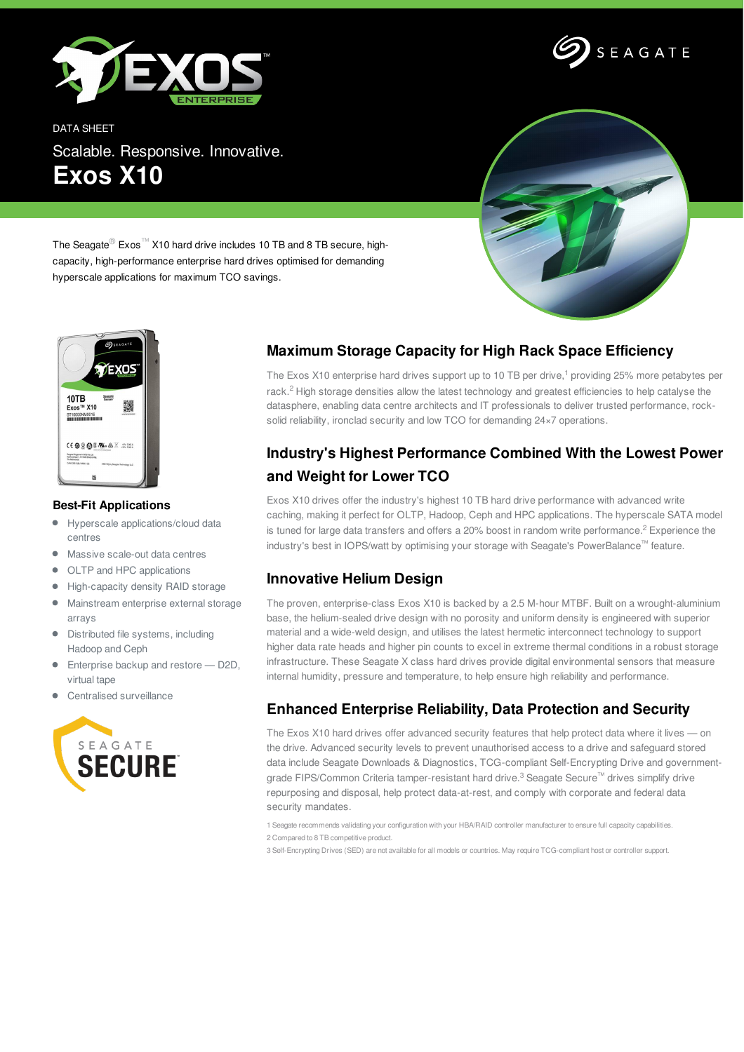DATA SHEET

Scalable. Responsive. Innovative.

# Exos X10

The Seagate® Exos™ X10 hard drive includes 10 TB and 8 TB secure, high-capacity, high-performance enterprise hard drives optimised for demanding hyperscale applications for maximum TCO savings.

## Best-Fit Applications

- Hyperscale applications/cloud data centres
- Massive scale-out data centres
- OLTP and HPC applications
- High-capacity density RAID storage
- Mainstream enterprise external storage arrays
- Distributed file systems, including Hadoop and Ceph
- Enterprise backup and restore — D2D, virtual tape
- Centralised surveillance

SEAGATE SECURE

## Maximum Storage Capacity for High Rack Space Efficiency

The Exos X10 enterprise hard drives support up to 10 TB per drive,[1] providing 25% more petabytes per rack.[2] High storage densities allow the latest technology and greatest efficiencies to help catalyse the datasphere, enabling data centre architects and IT professionals to deliver trusted performance, rock-solid reliability, ironclad security and low TCO for demanding 24×7 operations.

## Industry's Highest Performance Combined With the Lowest Power and Weight for Lower TCO

Exos X10 drives offer the industry's highest 10 TB hard drive performance with advanced write caching, making it perfect for OLTP, Hadoop, Ceph and HPC applications. The hyperscale SATA model is tuned for large data transfers and offers a 20% boost in random write performance.[2] Experience the industry's best in IOPS/watt by optimising your storage with Seagate's PowerBalance™ feature.

## Innovative Helium Design

The proven, enterprise-class Exos X10 is backed by a 2.5 M-hour MTBF. Built on a wrought-aluminium base, the helium-sealed drive design with no porosity and uniform density is engineered with superior material and a wide-weld design, and utilises the latest hermetic interconnect technology to support higher data rate heads and higher pin counts to excel in extreme thermal conditions in a robust storage infrastructure. These Seagate X class hard drives provide digital environmental sensors that measure internal humidity, pressure and temperature, to help ensure high reliability and performance.

## Enhanced Enterprise Reliability, Data Protection and Security

The Exos X10 hard drives offer advanced security features that help protect data where it lives — on the drive. Advanced security levels to prevent unauthorised access to a drive and safeguard stored data include Seagate Downloads & Diagnostics, TCG-compliant Self-Encrypting Drive and government-grade FIPS/Common Criteria tamper-resistant hard drive.[3] Seagate Secure™ drives simplify drive repurposing and disposal, help protect data-at-rest, and comply with corporate and federal data security mandates.

1 Seagate recommends validating your configuration with your HBA/RAID controller manufacturer to ensure full capacity capabilities.

2 Compared to 8 TB competitive product.

3 Self-Encrypting Drives (SED) are not available for all models or countries. May require TCG-compliant host or controller support.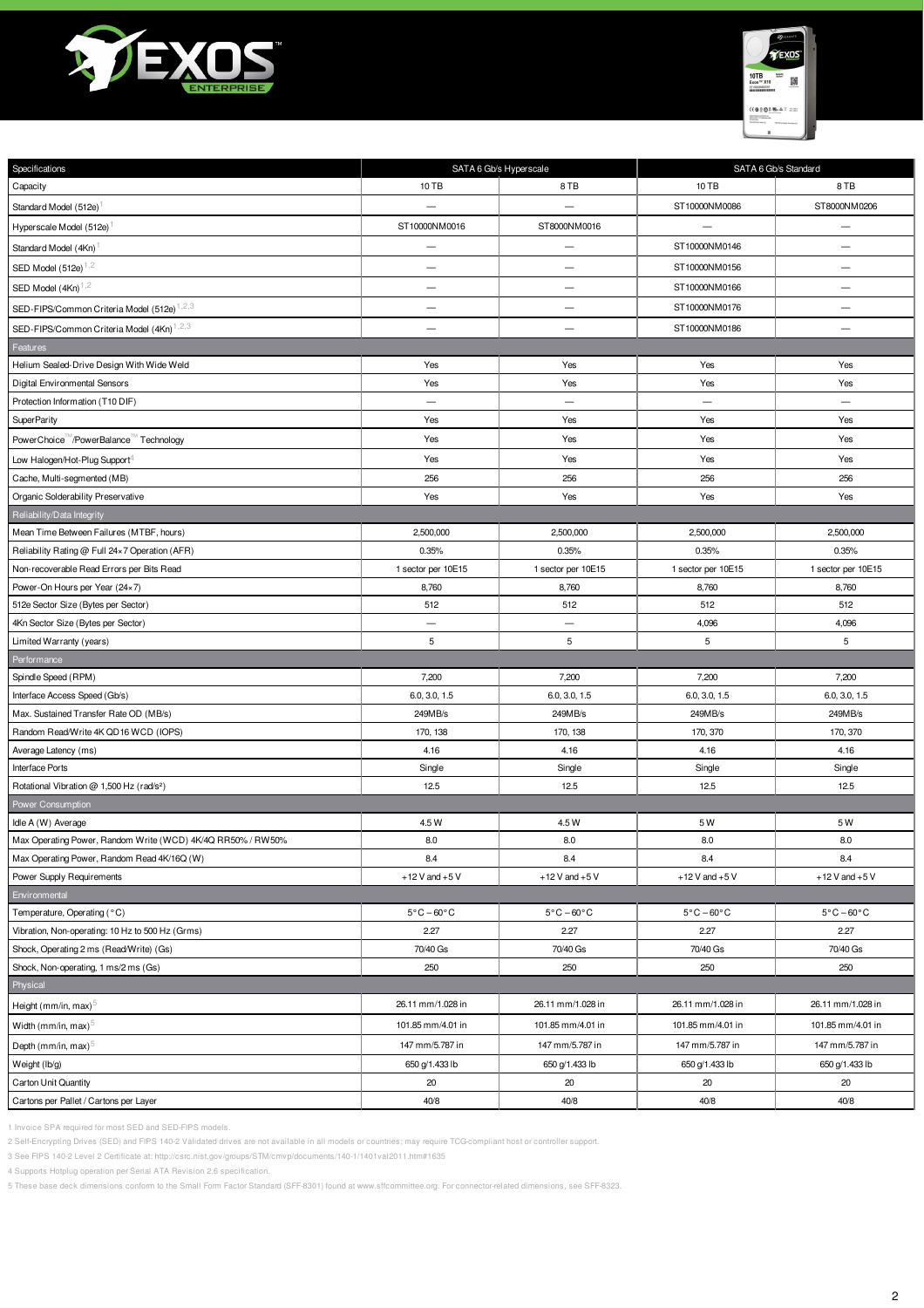| Specifications | SATA 6 Gb/s Hyperscale | | SATA 6 Gb/s Standard | |
|---|---|---|---|---|
| Capacity | 10 TB | 8 TB | 10 TB | 8 TB |
| Standard Model (512e)[1] | — | — | ST10000NM0086 | ST8000NM0206 |
| Hyperscale Model (512e)[1] | ST10000NM0016 | ST8000NM0016 | — | — |
| Standard Model (4Kn)[1] | — | — | ST10000NM0146 | — |
| SED Model (512e)[1,2] | — | — | ST10000NM0156 | — |
| SED Model (4Kn)[1,2] | — | — | ST10000NM0166 | — |
| SED-FIPS/Common Criteria Model (512e)[1,2,3] | — | — | ST10000NM0176 | — |
| SED-FIPS/Common Criteria Model (4Kn)[1,2,3] | — | — | ST10000NM0186 | — |
| **Features** | | | | |
| Helium Sealed-Drive Design With Wide Weld | Yes | Yes | Yes | Yes |
| Digital Environmental Sensors | Yes | Yes | Yes | Yes |
| Protection Information (T10 DIF) | — | — | — | — |
| SuperParity | Yes | Yes | Yes | Yes |
| PowerChoice™/PowerBalance™ Technology | Yes | Yes | Yes | Yes |
| Low Halogen/Hot-Plug Support[4] | Yes | Yes | Yes | Yes |
| Cache, Multi-segmented (MB) | 256 | 256 | 256 | 256 |
| Organic Solderability Preservative | Yes | Yes | Yes | Yes |
| **Reliability/Data Integrity** | | | | |
| Mean Time Between Failures (MTBF, hours) | 2,500,000 | 2,500,000 | 2,500,000 | 2,500,000 |
| Reliability Rating @ Full 24×7 Operation (AFR) | 0.35% | 0.35% | 0.35% | 0.35% |
| Non-recoverable Read Errors per Bits Read | 1 sector per 10E15 | 1 sector per 10E15 | 1 sector per 10E15 | 1 sector per 10E15 |
| Power-On Hours per Year (24×7) | 8,760 | 8,760 | 8,760 | 8,760 |
| 512e Sector Size (Bytes per Sector) | 512 | 512 | 512 | 512 |
| 4Kn Sector Size (Bytes per Sector) | — | — | 4,096 | 4,096 |
| Limited Warranty (years) | 5 | 5 | 5 | 5 |
| **Performance** | | | | |
| Spindle Speed (RPM) | 7,200 | 7,200 | 7,200 | 7,200 |
| Interface Access Speed (Gb/s) | 6.0, 3.0, 1.5 | 6.0, 3.0, 1.5 | 6.0, 3.0, 1.5 | 6.0, 3.0, 1.5 |
| Max. Sustained Transfer Rate OD (MB/s) | 249MB/s | 249MB/s | 249MB/s | 249MB/s |
| Random Read/Write 4K QD16 WCD (IOPS) | 170, 138 | 170, 138 | 170, 370 | 170, 370 |
| Average Latency (ms) | 4.16 | 4.16 | 4.16 | 4.16 |
| Interface Ports | Single | Single | Single | Single |
| Rotational Vibration @ 1,500 Hz (rad/s²) | 12.5 | 12.5 | 12.5 | 12.5 |
| **Power Consumption** | | | | |
| Idle A (W) Average | 4.5 W | 4.5 W | 5 W | 5 W |
| Max Operating Power, Random Write (WCD) 4K/4Q RR50% / RW50% | 8.0 | 8.0 | 8.0 | 8.0 |
| Max Operating Power, Random Read 4K/16Q (W) | 8.4 | 8.4 | 8.4 | 8.4 |
| Power Supply Requirements | +12 V and +5 V | +12 V and +5 V | +12 V and +5 V | +12 V and +5 V |
| **Environmental** | | | | |
| Temperature, Operating (°C) | 5°C – 60°C | 5°C – 60°C | 5°C – 60°C | 5°C – 60°C |
| Vibration, Non-operating: 10 Hz to 500 Hz (Grms) | 2.27 | 2.27 | 2.27 | 2.27 |
| Shock, Operating 2 ms (Read/Write) (Gs) | 70/40 Gs | 70/40 Gs | 70/40 Gs | 70/40 Gs |
| Shock, Non-operating, 1 ms/2 ms (Gs) | 250 | 250 | 250 | 250 |
| **Physical** | | | | |
| Height (mm/in, max)[5] | 26.11 mm/1.028 in | 26.11 mm/1.028 in | 26.11 mm/1.028 in | 26.11 mm/1.028 in |
| Width (mm/in, max)[5] | 101.85 mm/4.01 in | 101.85 mm/4.01 in | 101.85 mm/4.01 in | 101.85 mm/4.01 in |
| Depth (mm/in, max)[5] | 147 mm/5.787 in | 147 mm/5.787 in | 147 mm/5.787 in | 147 mm/5.787 in |
| Weight (lb/g) | 650 g/1.433 lb | 650 g/1.433 lb | 650 g/1.433 lb | 650 g/1.433 lb |
| Carton Unit Quantity | 20 | 20 | 20 | 20 |
| Cartons per Pallet / Cartons per Layer | 40/8 | 40/8 | 40/8 | 40/8 |

1 Invoice SPA required for most SED and SED-FIPS models.

2 Self-Encrypting Drives (SED) and FIPS 140-2 Validated drives are not available in all models or countries; may require TCG-compliant host or controller support.

3 See FIPS 140-2 Level 2 Certificate at: http://csrc.nist.gov/groups/STM/cmvp/documents/140-1/1401val2011.htm#1635

4 Supports Hotplug operation per Serial ATA Revision 2.6 specification.

5 These base deck dimensions conform to the Small Form Factor Standard (SFF-8301) found at www.sffcommittee.org. For connector-related dimensions, see SFF-8323.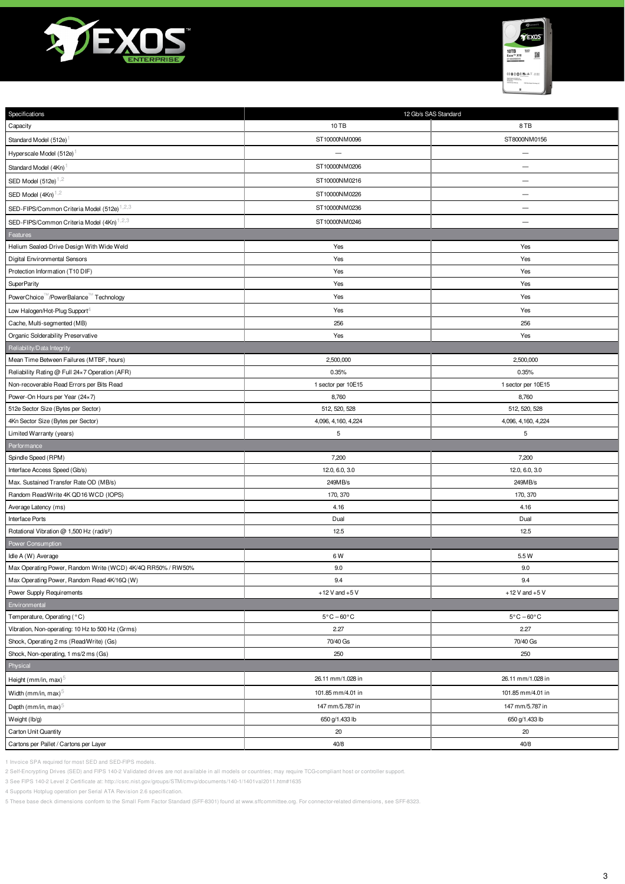| Specifications | 12 Gb/s SAS Standard | |
|---|---|---|
| Capacity | 10 TB | 8 TB |
| Standard Model (512e)[1] | ST10000NM0096 | ST8000NM0156 |
| Hyperscale Model (512e)[1] | — | — |
| Standard Model (4Kn)[1] | ST10000NM0206 | — |
| SED Model (512e)[1,2] | ST10000NM0216 | — |
| SED Model (4Kn)[1,2] | ST10000NM0226 | — |
| SED-FIPS/Common Criteria Model (512e)[1,2,3] | ST10000NM0236 | — |
| SED-FIPS/Common Criteria Model (4Kn)[1,2,3] | ST10000NM0246 | — |
| **Features** | | |
| Helium Sealed-Drive Design With Wide Weld | Yes | Yes |
| Digital Environmental Sensors | Yes | Yes |
| Protection Information (T10 DIF) | Yes | Yes |
| SuperParity | Yes | Yes |
| PowerChoice™/PowerBalance™ Technology | Yes | Yes |
| Low Halogen/Hot-Plug Support[4] | Yes | Yes |
| Cache, Multi-segmented (MB) | 256 | 256 |
| Organic Solderability Preservative | Yes | Yes |
| **Reliability/Data Integrity** | | |
| Mean Time Between Failures (MTBF, hours) | 2,500,000 | 2,500,000 |
| Reliability Rating @ Full 24×7 Operation (AFR) | 0.35% | 0.35% |
| Non-recoverable Read Errors per Bits Read | 1 sector per 10E15 | 1 sector per 10E15 |
| Power-On Hours per Year (24×7) | 8,760 | 8,760 |
| 512e Sector Size (Bytes per Sector) | 512, 520, 528 | 512, 520, 528 |
| 4Kn Sector Size (Bytes per Sector) | 4,096, 4,160, 4,224 | 4,096, 4,160, 4,224 |
| Limited Warranty (years) | 5 | 5 |
| **Performance** | | |
| Spindle Speed (RPM) | 7,200 | 7,200 |
| Interface Access Speed (Gb/s) | 12.0, 6.0, 3.0 | 12.0, 6.0, 3.0 |
| Max. Sustained Transfer Rate OD (MB/s) | 249MB/s | 249MB/s |
| Random Read/Write 4K QD16 WCD (IOPS) | 170, 370 | 170, 370 |
| Average Latency (ms) | 4.16 | 4.16 |
| Interface Ports | Dual | Dual |
| Rotational Vibration @ 1,500 Hz (rad/s²) | 12.5 | 12.5 |
| **Power Consumption** | | |
| Idle A (W) Average | 6 W | 5.5 W |
| Max Operating Power, Random Write (WCD) 4K/4Q RR50% / RW50% | 9.0 | 9.0 |
| Max Operating Power, Random Read 4K/16Q (W) | 9.4 | 9.4 |
| Power Supply Requirements | +12 V and +5 V | +12 V and +5 V |
| **Environmental** | | |
| Temperature, Operating (°C) | 5°C – 60°C | 5°C – 60°C |
| Vibration, Non-operating: 10 Hz to 500 Hz (Grms) | 2.27 | 2.27 |
| Shock, Operating 2 ms (Read/Write) (Gs) | 70/40 Gs | 70/40 Gs |
| Shock, Non-operating, 1 ms/2 ms (Gs) | 250 | 250 |
| **Physical** | | |
| Height (mm/in, max)[5] | 26.11 mm/1.028 in | 26.11 mm/1.028 in |
| Width (mm/in, max)[5] | 101.85 mm/4.01 in | 101.85 mm/4.01 in |
| Depth (mm/in, max)[5] | 147 mm/5.787 in | 147 mm/5.787 in |
| Weight (lb/g) | 650 g/1.433 lb | 650 g/1.433 lb |
| Carton Unit Quantity | 20 | 20 |
| Cartons per Pallet / Cartons per Layer | 40/8 | 40/8 |

1 Invoice SPA required for most SED and SED-FIPS models.

2 Self-Encrypting Drives (SED) and FIPS 140-2 Validated drives are not available in all models or countries; may require TCG-compliant host or controller support.

3 See FIPS 140-2 Level 2 Certificate at: http://csrc.nist.gov/groups/STM/cmvp/documents/140-1/1401val2011.htm#1635

4 Supports Hotplug operation per Serial ATA Revision 2.6 specification.

5 These base deck dimensions conform to the Small Form Factor Standard (SFF-8301) found at www.sffcommittee.org. For connector-related dimensions, see SFF-8323.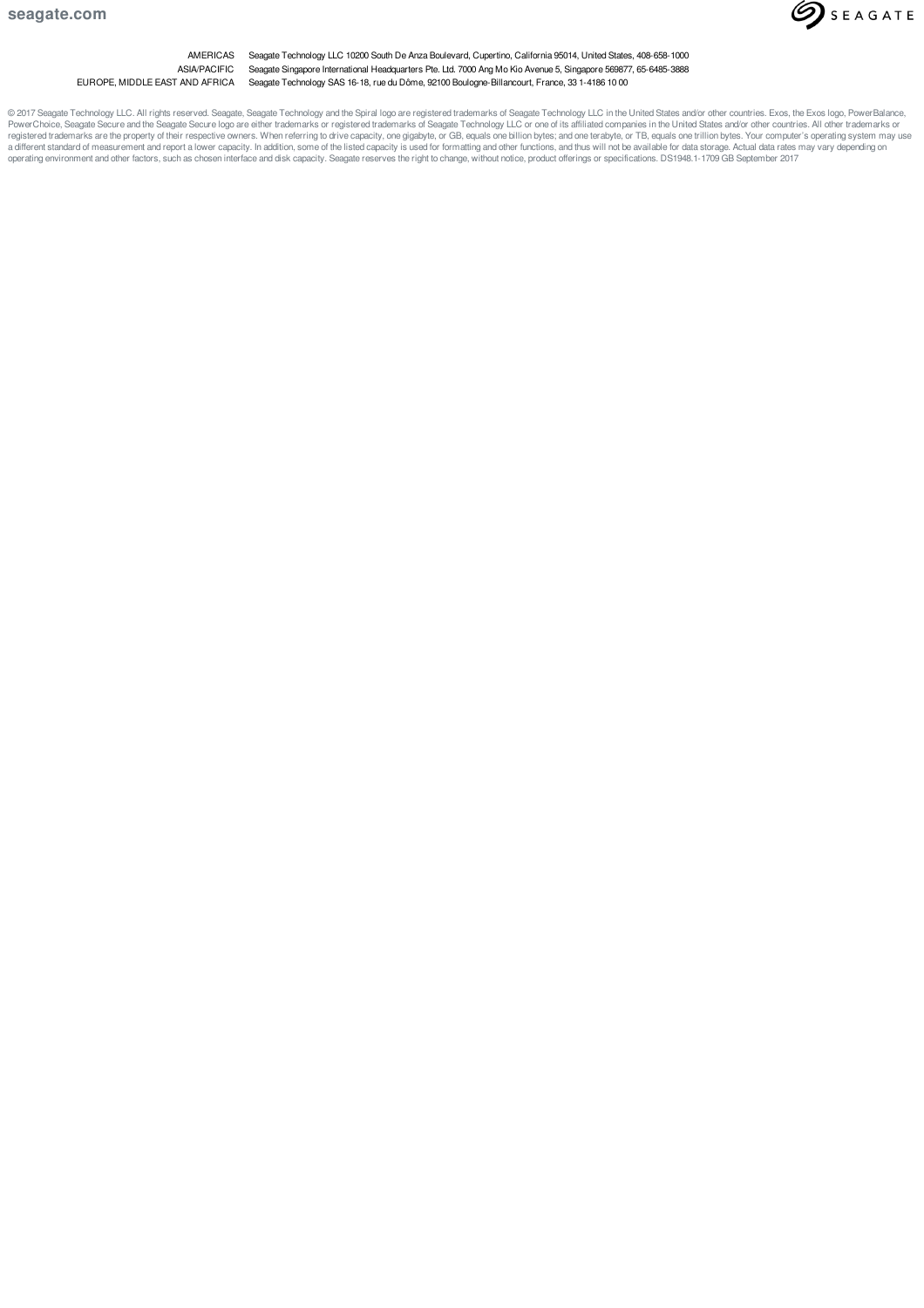**seagate.com**

| | |
|---|---|
| AMERICAS | Seagate Technology LLC 10200 South De Anza Boulevard, Cupertino, California 95014, United States, 408-658-1000 |
| ASIA/PACIFIC | Seagate Singapore International Headquarters Pte. Ltd. 7000 Ang Mo Kio Avenue 5, Singapore 569877, 65-6485-3888 |
| EUROPE, MIDDLE EAST AND AFRICA | Seagate Technology SAS 16-18, rue du Dôme, 92100 Boulogne-Billancourt, France, 33 1-4186 10 00 |

© 2017 Seagate Technology LLC. All rights reserved. Seagate, Seagate Technology and the Spiral logo are registered trademarks of Seagate Technology LLC in the United States and/or other countries. Exos, the Exos logo, PowerBalance, PowerChoice, Seagate Secure and the Seagate Secure logo are either trademarks or registered trademarks of Seagate Technology LLC or one of its affiliated companies in the United States and/or other countries. All other trademarks or registered trademarks are the property of their respective owners. When referring to drive capacity, one gigabyte, or GB, equals one billion bytes; and one terabyte, or TB, equals one trillion bytes. Your computer's operating system may use a different standard of measurement and report a lower capacity. In addition, some of the listed capacity is used for formatting and other functions, and thus will not be available for data storage. Actual data rates may vary depending on operating environment and other factors, such as chosen interface and disk capacity. Seagate reserves the right to change, without notice, product offerings or specifications. DS1948.1-1709 GB September 2017